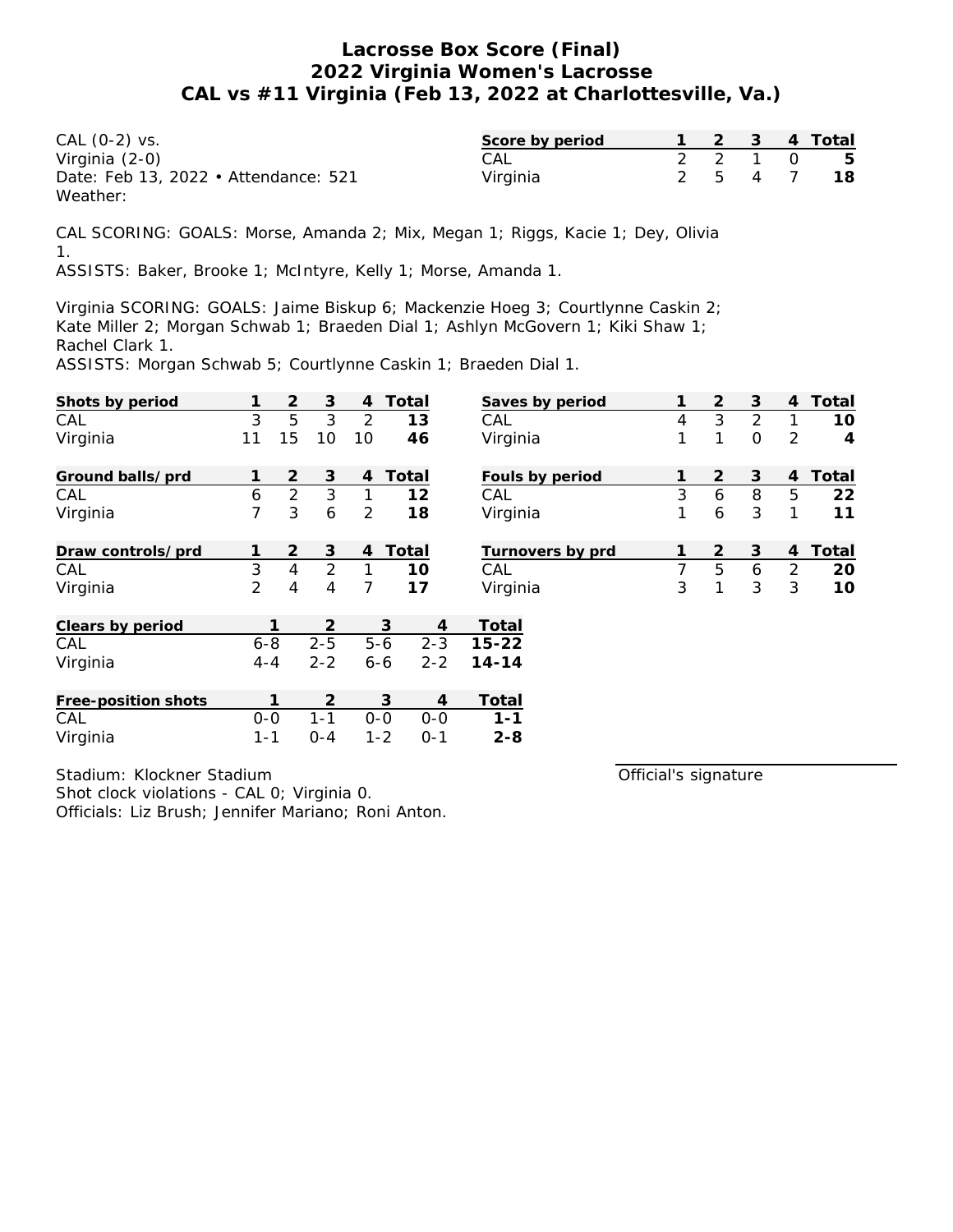# Lacrosse Box Score (Final)
## 2022 Virginia Women's Lacrosse
## CAL vs #11 Virginia (Feb 13, 2022 at Charlottesville, Va.)

CAL (0-2) vs.
Virginia (2-0)
Date: Feb 13, 2022 • Attendance: 521
Weather:

| Score by period | 1 | 2 | 3 | 4 | Total |
|---|---|---|---|---|---|
| CAL | 2 | 2 | 1 | 0 | **5** |
| Virginia | 2 | 5 | 4 | 7 | **18** |

CAL SCORING: GOALS: Morse, Amanda 2; Mix, Megan 1; Riggs, Kacie 1; Dey, Olivia 1.
ASSISTS: Baker, Brooke 1; McIntyre, Kelly 1; Morse, Amanda 1.

Virginia SCORING: GOALS: Jaime Biskup 6; Mackenzie Hoeg 3; Courtlynne Caskin 2; Kate Miller 2; Morgan Schwab 1; Braeden Dial 1; Ashlyn McGovern 1; Kiki Shaw 1; Rachel Clark 1.
ASSISTS: Morgan Schwab 5; Courtlynne Caskin 1; Braeden Dial 1.

| Shots by period | 1 | 2 | 3 | 4 | Total |
|---|---|---|---|---|---|
| CAL | 3 | 5 | 3 | 2 | **13** |
| Virginia | 11 | 15 | 10 | 10 | **46** |

| Saves by period | 1 | 2 | 3 | 4 | Total |
|---|---|---|---|---|---|
| CAL | 4 | 3 | 2 | 1 | **10** |
| Virginia | 1 | 1 | 0 | 2 | **4** |

| Ground balls/prd | 1 | 2 | 3 | 4 | Total |
|---|---|---|---|---|---|
| CAL | 6 | 2 | 3 | 1 | **12** |
| Virginia | 7 | 3 | 6 | 2 | **18** |

| Fouls by period | 1 | 2 | 3 | 4 | Total |
|---|---|---|---|---|---|
| CAL | 3 | 6 | 8 | 5 | **22** |
| Virginia | 1 | 6 | 3 | 1 | **11** |

| Draw controls/prd | 1 | 2 | 3 | 4 | Total |
|---|---|---|---|---|---|
| CAL | 3 | 4 | 2 | 1 | **10** |
| Virginia | 2 | 4 | 4 | 7 | **17** |

| Turnovers by prd | 1 | 2 | 3 | 4 | Total |
|---|---|---|---|---|---|
| CAL | 7 | 5 | 6 | 2 | **20** |
| Virginia | 3 | 1 | 3 | 3 | **10** |

| Clears by period | 1 | 2 | 3 | 4 | Total |
|---|---|---|---|---|---|
| CAL | 6-8 | 2-5 | 5-6 | 2-3 | **15-22** |
| Virginia | 4-4 | 2-2 | 6-6 | 2-2 | **14-14** |

| Free-position shots | 1 | 2 | 3 | 4 | Total |
|---|---|---|---|---|---|
| CAL | 0-0 | 1-1 | 0-0 | 0-0 | **1-1** |
| Virginia | 1-1 | 0-4 | 1-2 | 0-1 | **2-8** |

Stadium: Klockner Stadium
Shot clock violations - CAL 0; Virginia 0.
Officials: Liz Brush; Jennifer Mariano; Roni Anton.

Official's signature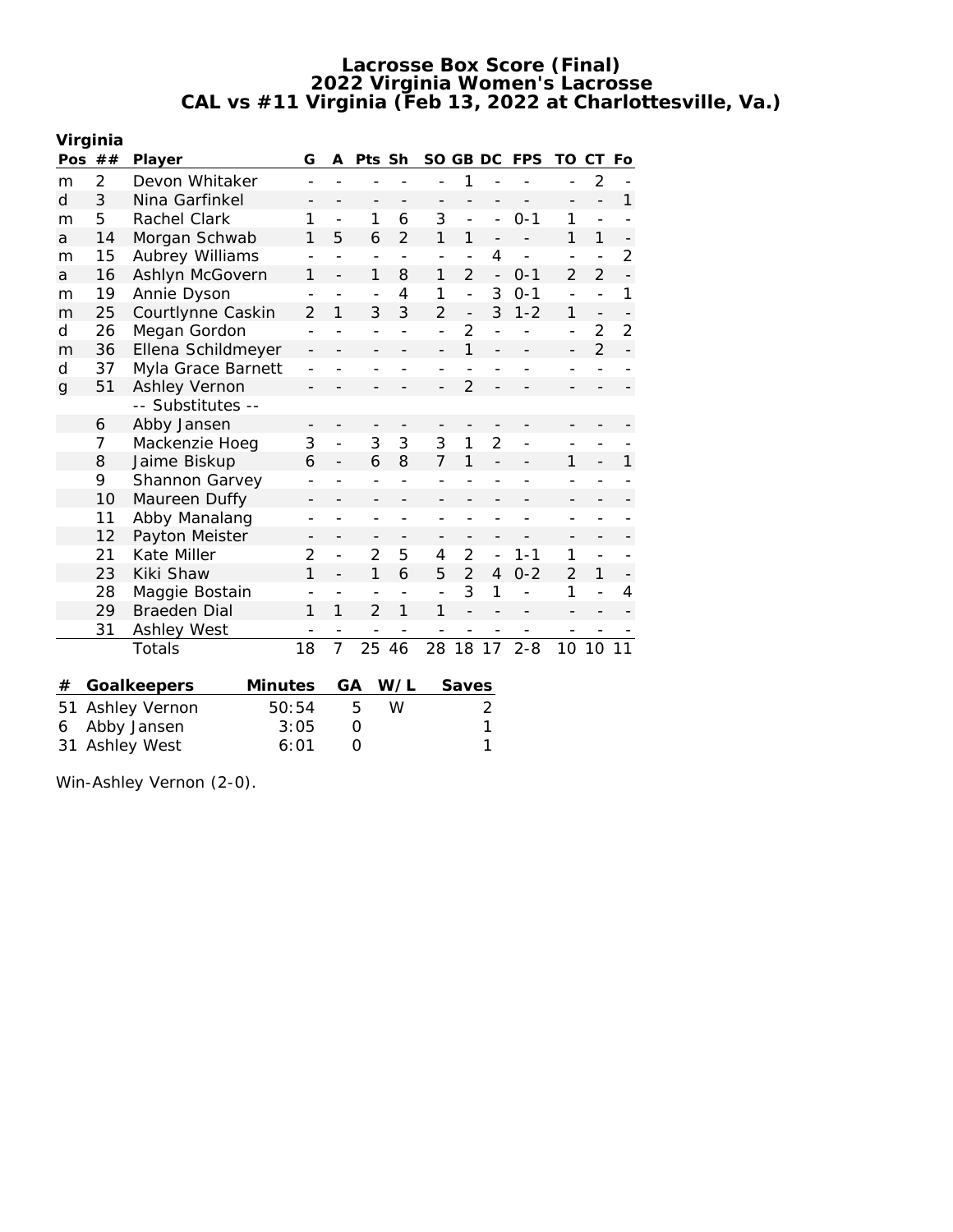# Lacrosse Box Score (Final)
## 2022 Virginia Women's Lacrosse
## CAL vs #11 Virginia (Feb 13, 2022 at Charlottesville, Va.)

**Virginia**

| Pos | ## | Player | G | A | Pts | Sh | SO | GB | DC | FPS | TO | CT | Fo |
|---|---|---|---|---|---|---|---|---|---|---|---|---|---|
| m | 2 | Devon Whitaker | - | - | - | - | - | 1 | - | - | - | 2 | - |
| d | 3 | Nina Garfinkel | - | - | - | - | - | - | - | - | - | - | 1 |
| m | 5 | Rachel Clark | 1 | - | 1 | 6 | 3 | - | - | 0-1 | 1 | - | - |
| a | 14 | Morgan Schwab | 1 | 5 | 6 | 2 | 1 | 1 | - | - | 1 | 1 | - |
| m | 15 | Aubrey Williams | - | - | - | - | - | - | 4 | - | - | - | 2 |
| a | 16 | Ashlyn McGovern | 1 | - | 1 | 8 | 1 | 2 | - | 0-1 | 2 | 2 | - |
| m | 19 | Annie Dyson | - | - | - | 4 | 1 | - | 3 | 0-1 | - | - | 1 |
| m | 25 | Courtlynne Caskin | 2 | 1 | 3 | 3 | 2 | - | 3 | 1-2 | 1 | - | - |
| d | 26 | Megan Gordon | - | - | - | - | - | 2 | - | - | - | 2 | 2 |
| m | 36 | Ellena Schildmeyer | - | - | - | - | - | 1 | - | - | - | 2 | - |
| d | 37 | Myla Grace Barnett | - | - | - | - | - | - | - | - | - | - | - |
| g | 51 | Ashley Vernon | - | - | - | - | - | 2 | - | - | - | - | - |
| | | -- Substitutes -- | | | | | | | | | | | |
| | 6 | Abby Jansen | - | - | - | - | - | - | - | - | - | - | - |
| | 7 | Mackenzie Hoeg | 3 | - | 3 | 3 | 3 | 1 | 2 | - | - | - | - |
| | 8 | Jaime Biskup | 6 | - | 6 | 8 | 7 | 1 | - | - | 1 | - | 1 |
| | 9 | Shannon Garvey | - | - | - | - | - | - | - | - | - | - | - |
| | 10 | Maureen Duffy | - | - | - | - | - | - | - | - | - | - | - |
| | 11 | Abby Manalang | - | - | - | - | - | - | - | - | - | - | - |
| | 12 | Payton Meister | - | - | - | - | - | - | - | - | - | - | - |
| | 21 | Kate Miller | 2 | - | 2 | 5 | 4 | 2 | - | 1-1 | 1 | - | - |
| | 23 | Kiki Shaw | 1 | - | 1 | 6 | 5 | 2 | 4 | 0-2 | 2 | 1 | - |
| | 28 | Maggie Bostain | - | - | - | - | - | 3 | 1 | - | 1 | - | 4 |
| | 29 | Braeden Dial | 1 | 1 | 2 | 1 | 1 | - | - | - | - | - | - |
| | 31 | Ashley West | - | - | - | - | - | - | - | - | - | - | - |
| | | Totals | 18 | 7 | 25 | 46 | 28 | 18 | 17 | 2-8 | 10 | 10 | 11 |

| # | Goalkeepers | Minutes | GA | W/L | Saves |
|---|---|---|---|---|---|
| 51 | Ashley Vernon | 50:54 | 5 | W | 2 |
| 6 | Abby Jansen | 3:05 | 0 | | 1 |
| 31 | Ashley West | 6:01 | 0 | | 1 |

Win-Ashley Vernon (2-0).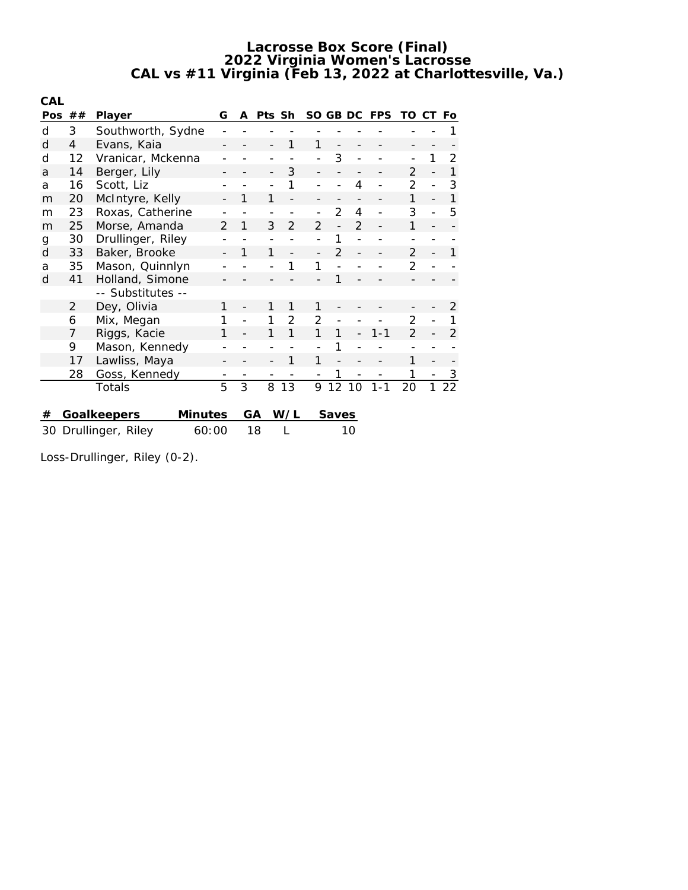# Lacrosse Box Score (Final)
## 2022 Virginia Women's Lacrosse
## CAL vs #11 Virginia (Feb 13, 2022 at Charlottesville, Va.)

**CAL**

| Pos | ## | Player | G | A | Pts | Sh | SO | GB | DC | FPS | TO | CT | Fo |
|---|---|---|---|---|---|---|---|---|---|---|---|---|---|
| d | 3 | Southworth, Sydne | - | - | - | - | - | - | - | - | - | - | 1 |
| d | 4 | Evans, Kaia | - | - | - | 1 | 1 | - | - | - | - | - | - |
| d | 12 | Vranicar, Mckenna | - | - | - | - | - | 3 | - | - | - | 1 | 2 |
| a | 14 | Berger, Lily | - | - | - | 3 | - | - | - | - | 2 | - | 1 |
| a | 16 | Scott, Liz | - | - | - | 1 | - | - | 4 | - | 2 | - | 3 |
| m | 20 | McIntyre, Kelly | - | 1 | 1 | - | - | - | - | - | 1 | - | 1 |
| m | 23 | Roxas, Catherine | - | - | - | - | - | 2 | 4 | - | 3 | - | 5 |
| m | 25 | Morse, Amanda | 2 | 1 | 3 | 2 | 2 | - | 2 | - | 1 | - | - |
| g | 30 | Drullinger, Riley | - | - | - | - | - | 1 | - | - | - | - | - |
| d | 33 | Baker, Brooke | - | 1 | 1 | - | - | 2 | - | - | 2 | - | 1 |
| a | 35 | Mason, Quinnlyn | - | - | - | 1 | 1 | - | - | - | 2 | - | - |
| d | 41 | Holland, Simone | - | - | - | - | - | 1 | - | - | - | - | - |
| | | -- Substitutes -- | | | | | | | | | | | |
| | 2 | Dey, Olivia | 1 | - | 1 | 1 | 1 | - | - | - | - | - | 2 |
| | 6 | Mix, Megan | 1 | - | 1 | 2 | 2 | - | - | - | 2 | - | 1 |
| | 7 | Riggs, Kacie | 1 | - | 1 | 1 | 1 | 1 | - | 1-1 | 2 | - | 2 |
| | 9 | Mason, Kennedy | - | - | - | - | - | 1 | - | - | - | - | - |
| | 17 | Lawliss, Maya | - | - | - | 1 | 1 | - | - | - | 1 | - | - |
| | 28 | Goss, Kennedy | - | - | - | - | - | 1 | - | - | 1 | - | 3 |
| | | Totals | 5 | 3 | 8 | 13 | 9 | 12 | 10 | 1-1 | 20 | 1 | 22 |

| # | Goalkeepers | Minutes | GA | W/L | Saves |
|---|---|---|---|---|---|
| 30 | Drullinger, Riley | 60:00 | 18 | L | 10 |

Loss-Drullinger, Riley (0-2).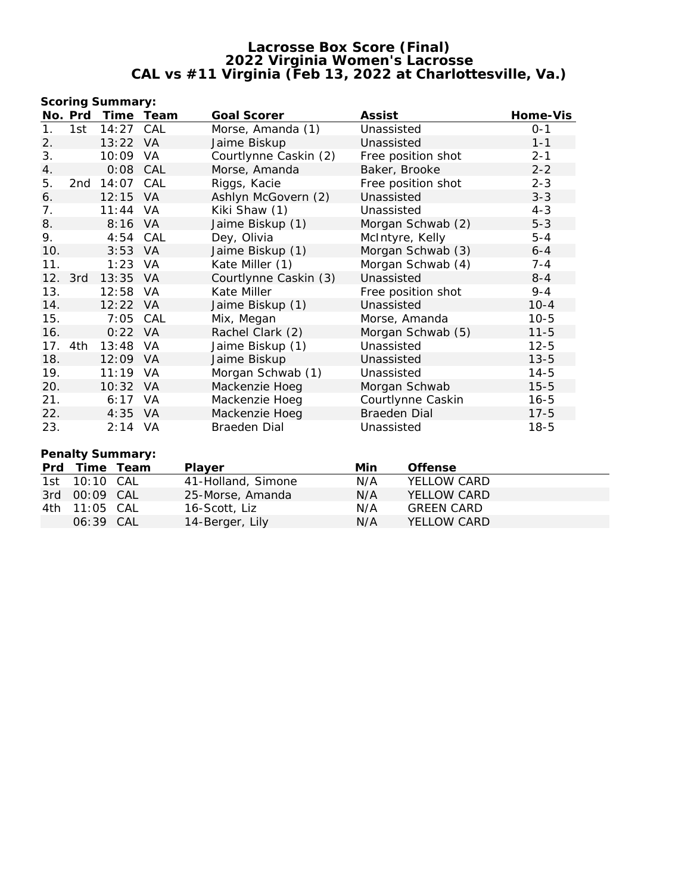# Lacrosse Box Score (Final)
## 2022 Virginia Women's Lacrosse
## CAL vs #11 Virginia (Feb 13, 2022 at Charlottesville, Va.)

**Scoring Summary:**

| No. | Prd | Time | Team | Goal Scorer | Assist | Home-Vis |
|---|---|---|---|---|---|---|
| 1. | 1st | 14:27 | CAL | Morse, Amanda (1) | Unassisted | 0-1 |
| 2. | | 13:22 | VA | Jaime Biskup | Unassisted | 1-1 |
| 3. | | 10:09 | VA | Courtlynne Caskin (2) | Free position shot | 2-1 |
| 4. | | 0:08 | CAL | Morse, Amanda | Baker, Brooke | 2-2 |
| 5. | 2nd | 14:07 | CAL | Riggs, Kacie | Free position shot | 2-3 |
| 6. | | 12:15 | VA | Ashlyn McGovern (2) | Unassisted | 3-3 |
| 7. | | 11:44 | VA | Kiki Shaw (1) | Unassisted | 4-3 |
| 8. | | 8:16 | VA | Jaime Biskup (1) | Morgan Schwab (2) | 5-3 |
| 9. | | 4:54 | CAL | Dey, Olivia | McIntyre, Kelly | 5-4 |
| 10. | | 3:53 | VA | Jaime Biskup (1) | Morgan Schwab (3) | 6-4 |
| 11. | | 1:23 | VA | Kate Miller (1) | Morgan Schwab (4) | 7-4 |
| 12. | 3rd | 13:35 | VA | Courtlynne Caskin (3) | Unassisted | 8-4 |
| 13. | | 12:58 | VA | Kate Miller | Free position shot | 9-4 |
| 14. | | 12:22 | VA | Jaime Biskup (1) | Unassisted | 10-4 |
| 15. | | 7:05 | CAL | Mix, Megan | Morse, Amanda | 10-5 |
| 16. | | 0:22 | VA | Rachel Clark (2) | Morgan Schwab (5) | 11-5 |
| 17. | 4th | 13:48 | VA | Jaime Biskup (1) | Unassisted | 12-5 |
| 18. | | 12:09 | VA | Jaime Biskup | Unassisted | 13-5 |
| 19. | | 11:19 | VA | Morgan Schwab (1) | Unassisted | 14-5 |
| 20. | | 10:32 | VA | Mackenzie Hoeg | Morgan Schwab | 15-5 |
| 21. | | 6:17 | VA | Mackenzie Hoeg | Courtlynne Caskin | 16-5 |
| 22. | | 4:35 | VA | Mackenzie Hoeg | Braeden Dial | 17-5 |
| 23. | | 2:14 | VA | Braeden Dial | Unassisted | 18-5 |

**Penalty Summary:**

| Prd | Time | Team | Player | Min | Offense |
|---|---|---|---|---|---|
| 1st | 10:10 | CAL | 41-Holland, Simone | N/A | YELLOW CARD |
| 3rd | 00:09 | CAL | 25-Morse, Amanda | N/A | YELLOW CARD |
| 4th | 11:05 | CAL | 16-Scott, Liz | N/A | GREEN CARD |
| | 06:39 | CAL | 14-Berger, Lily | N/A | YELLOW CARD |